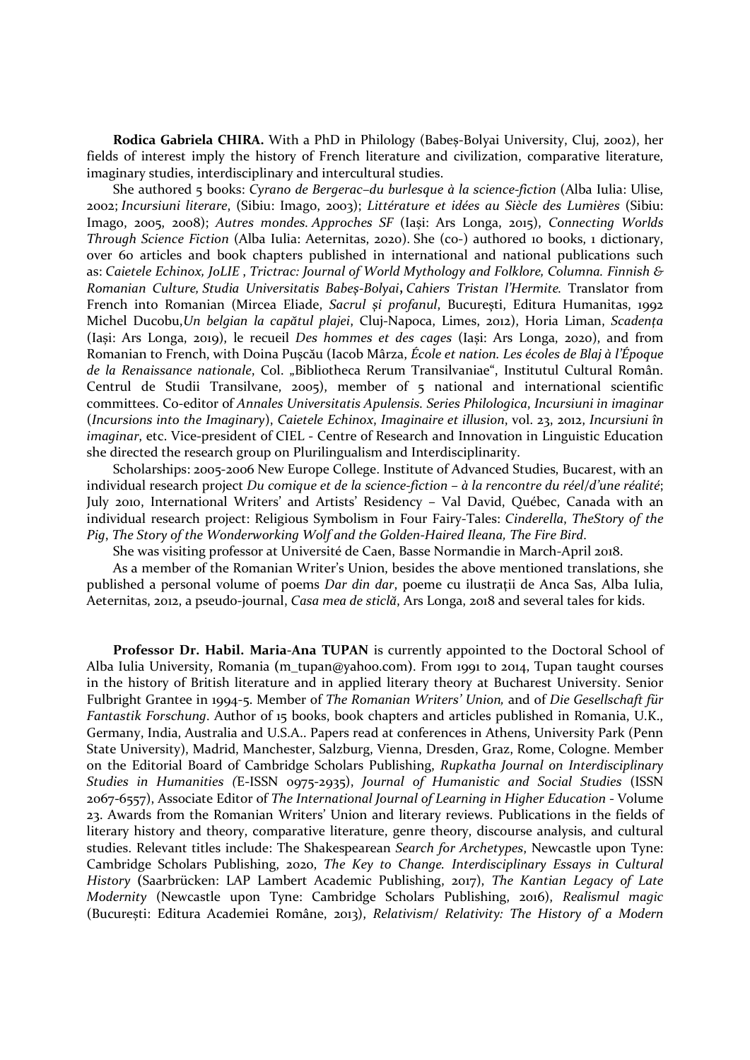**Rodica Gabriela CHIRA.** With a PhD in Philology (Babeş-Bolyai University, Cluj, 2002), her fields of interest imply the history of French literature and civilization, comparative literature, imaginary studies, interdisciplinary and intercultural studies.

She authored 5 books: *Cyrano de Bergerac–du burlesque à la science-fiction* (Alba Iulia: Ulise, 2002; *Incursiuni literare*, (Sibiu: Imago, 2003); *Littérature et idées au Siècle des Lumières* (Sibiu: Imago, 2005, 2008); *Autres mondes. Approches SF* (Iași: Ars Longa, 2015), *Connecting Worlds Through Science Fiction* (Alba Iulia: Aeternitas, 2020). She (co-) authored 10 books, 1 dictionary, over 60 articles and book chapters published in international and national publications such as: *Caietele Echinox, JoLIE , Trictrac: Journal of World Mythology and Folklore, Columna. Finnish & Romanian Culture, Studia Universitatis Babeș-Bolyai*, *Cahiers Tristan l'Hermite.* Translator from French into Romanian (Mircea Eliade, *Sacrul și profanul*, București, Editura Humanitas, 1992 Michel Ducobu,*Un belgian la capătul plajei*, Cluj-Napoca, Limes, 2012), Horia Liman, *Scadența* (Iași: Ars Longa, 2019), le recueil *Des hommes et des cages* (Iași: Ars Longa, 2020), and from Romanian to French, with Doina Pușcău (Iacob Mârza, *École et nation. Les écoles de Blaj à l'Époque de la Renaissance nationale*, Col. „Bibliotheca Rerum Transilvaniae", Institutul Cultural Român. Centrul de Studii Transilvane, 2005), member of 5 national and international scientific committees. Co-editor of *Annales Universitatis Apulensis. Series Philologica*, *Incursiuni in imaginar* (*Incursions into the Imaginary*), *Caietele Echinox, Imaginaire et illusion*, vol. 23, 2012, *Incursiuni în imaginar,* etc. Vice-president of CIEL - Centre of Research and Innovation in Linguistic Education she directed the research group on Plurilingualism and Interdisciplinarity.

Scholarships: 2005-2006 New Europe College. Institute of Advanced Studies, Bucarest, with an individual research project *Du comique et de la science-fiction – à la rencontre du réel/d'une réalité*; July 2010, International Writers' and Artists' Residency – Val David, Québec, Canada with an individual research project: Religious Symbolism in Four Fairy-Tales: *Cinderella, TheStory of the Pig*, *The Story of the Wonderworking Wolf and the Golden-Haired Ileana, The Fire Bird*.

She was visiting professor at Université de Caen, Basse Normandie in March-April 2018.

As a member of the Romanian Writer's Union, besides the above mentioned translations, she published a personal volume of poems *Dar din dar*, poeme cu ilustrații de Anca Sas, Alba Iulia, Aeternitas, 2012, a pseudo-journal, *Casa mea de sticlă*, Ars Longa, 2018 and several tales for kids.

**Professor Dr. Habil. Maria-Ana TUPAN** is currently appointed to the Doctoral School of Alba Iulia University, Romania (m_tupan@yahoo.com). From 1991 to 2014, Tupan taught courses in the history of British literature and in applied literary theory at Bucharest University. Senior Fulbright Grantee in 1994-5. Member of *The Romanian Writers' Union,* and of *Die Gesellschaft für Fantastik Forschung*. Author of 15 books, book chapters and articles published in Romania, U.K., Germany, India, Australia and U.S.A.. Papers read at conferences in Athens, University Park (Penn State University), Madrid, Manchester, Salzburg, Vienna, Dresden, Graz, Rome, Cologne. Member on the Editorial Board of Cambridge Scholars Publishing, *Rupkatha Journal on Interdisciplinary Studies in Humanities (*E-ISSN 0975-2935), *Journal of Humanistic and Social Studies* (ISSN 2067-6557), Associate Editor of *The International Journal of Learning in Higher Education* - Volume 23. Awards from the Romanian Writers' Union and literary reviews. Publications in the fields of literary history and theory, comparative literature, genre theory, discourse analysis, and cultural studies. Relevant titles include: The Shakespearean *Search for Archetypes*, Newcastle upon Tyne: Cambridge Scholars Publishing, 2020, *The Key to Change. Interdisciplinary Essays in Cultural History* (Saarbrücken: LAP Lambert Academic Publishing, 2017), *The Kantian Legacy of Late Modernity* (Newcastle upon Tyne: Cambridge Scholars Publishing, 2016), *Realismul magic* (București: Editura Academiei Române, 2013), *Relativism/ Relativity: The History of a Modern*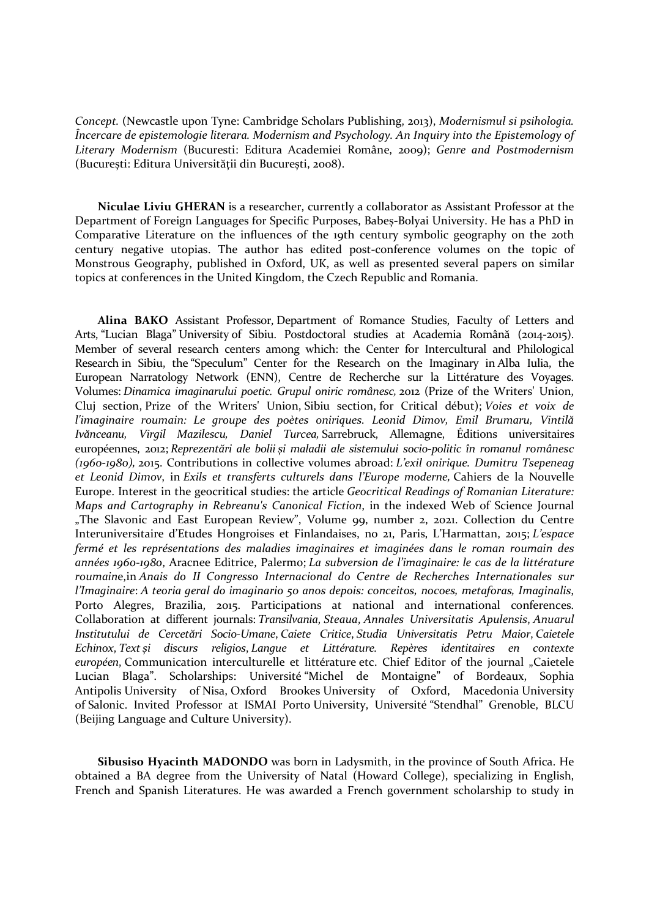*Concept.* (Newcastle upon Tyne: Cambridge Scholars Publishing, 2013), *Modernismul si psihologia. Încercare de epistemologie literara. Modernism and Psychology. An Inquiry into the Epistemology of Literary Modernism* (Bucuresti: Editura Academiei Române, 2009); *Genre and Postmodernism* (București: Editura Universității din București, 2008).

**Niculae Liviu GHERAN** is a researcher, currently a collaborator as Assistant Professor at the Department of Foreign Languages for Specific Purposes, Babeș-Bolyai University. He has a PhD in Comparative Literature on the influences of the 19th century symbolic geography on the 20th century negative utopias. The author has edited post-conference volumes on the topic of Monstrous Geography, published in Oxford, UK, as well as presented several papers on similar topics at conferences in the United Kingdom, the Czech Republic and Romania.

**Alina BAKO** Assistant Professor, Department of Romance Studies, Faculty of Letters and Arts, "Lucian Blaga" University of Sibiu. Postdoctoral studies at Academia Română (2014-2015). Member of several research centers among which: the Center for Intercultural and Philological Research in Sibiu, the "Speculum" Center for the Research on the Imaginary in Alba Iulia, the European Narratology Network (ENN), Centre de Recherche sur la Littérature des Voyages. Volumes: *Dinamica imaginarului poetic. Grupul oniric românesc,* 2012 (Prize of the Writers' Union, Cluj section, Prize of the Writers' Union, Sibiu section, for Critical début); *Voies et voix de l'imaginaire roumain: Le groupe des poètes oniriques. Leonid Dimov, Emil Brumaru, Vintilă Ivănceanu, Virgil Mazilescu, Daniel Turcea,* Sarrebruck, Allemagne, Éditions universitaires européennes, 2012; *Reprezentări ale bolii și maladii ale sistemului socio-politic în romanul românesc (1960-1980),* 2015. Contributions in collective volumes abroad: *L'exil onirique. Dumitru Tsepeneag et Leonid Dimov*, in *Exils et transferts culturels dans l'Europe moderne,* Cahiers de la Nouvelle Europe. Interest in the geocritical studies: the article *Geocritical Readings of Romanian Literature: Maps and Cartography in Rebreanu's Canonical Fiction*, in the indexed Web of Science Journal „The Slavonic and East European Review", Volume 99, number 2, 2021. Collection du Centre Interuniversitaire d'Etudes Hongroises et Finlandaises, no 21, Paris, L'Harmattan, 2015; *L'espace fermé et les représentations des maladies imaginaires et imaginées dans le roman roumain des années 1960-1980*, Aracnee Editrice, Palermo; *La subversion de l'imaginaire: le cas de la littérature roumaine*,in *Anais do II Congresso Internacional do Centre de Recherches Internationales sur l'Imaginaire*: *A teoria geral do imaginario 50 anos depois: conceitos, nocoes, metaforas, Imaginalis*, Porto Alegres, Brazilia, 2015. Participations at national and international conferences. Collaboration at different journals: *Transilvania*, *Steaua*, *Annales Universitatis Apulensis, Anuarul Institutului de Cercetări Socio-Umane*, *Caiete Critice*, *Studia Universitatis Petru Maior*, *Caietele Echinox*, *Text și discurs religios*, *Langue et Littérature. Repères identitaires en contexte européen*, Communication interculturelle et littérature etc. Chief Editor of the journal „Caietele Lucian Blaga". Scholarships: Université "Michel de Montaigne" of Bordeaux, Sophia Antipolis University of Nisa, Oxford Brookes University of Oxford, Macedonia University of Salonic. Invited Professor at ISMAI Porto University, Université "Stendhal" Grenoble, BLCU (Beijing Language and Culture University).

**Sibusiso Hyacinth MADONDO** was born in Ladysmith, in the province of South Africa. He obtained a BA degree from the University of Natal (Howard College), specializing in English, French and Spanish Literatures. He was awarded a French government scholarship to study in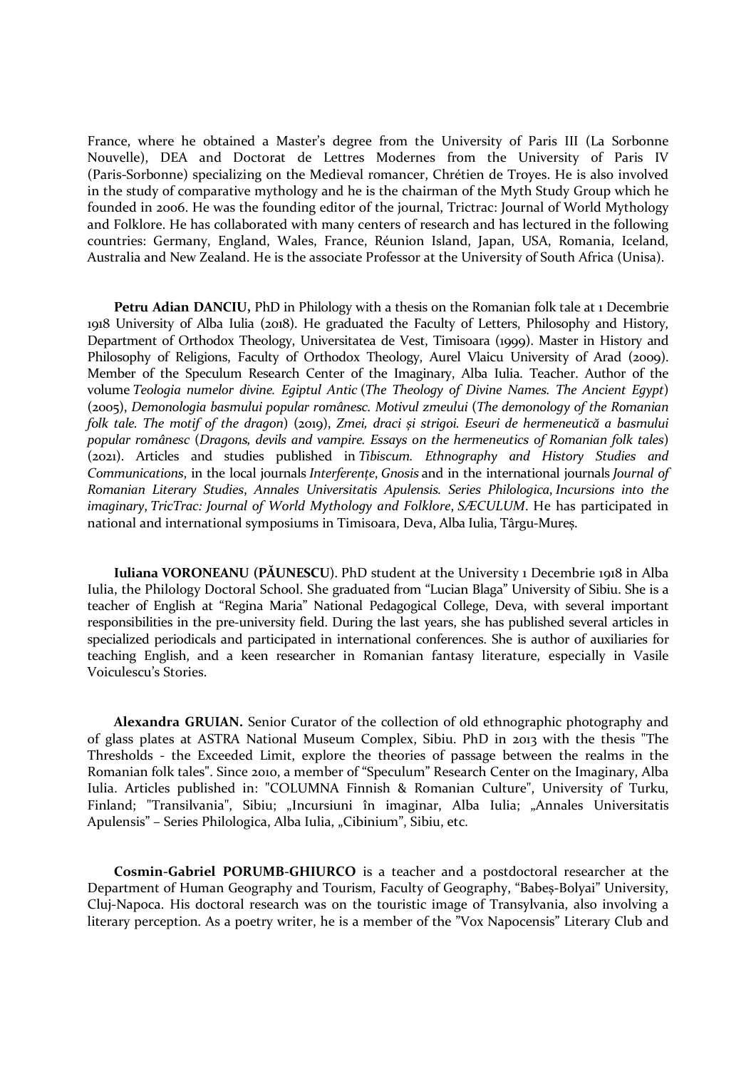France, where he obtained a Master's degree from the University of Paris III (La Sorbonne Nouvelle), DEA and Doctorat de Lettres Modernes from the University of Paris IV (Paris-Sorbonne) specializing on the Medieval romancer, Chrétien de Troyes. He is also involved in the study of comparative mythology and he is the chairman of the Myth Study Group which he founded in 2006. He was the founding editor of the journal, Trictrac: Journal of World Mythology and Folklore. He has collaborated with many centers of research and has lectured in the following countries: Germany, England, Wales, France, Réunion Island, Japan, USA, Romania, Iceland, Australia and New Zealand. He is the associate Professor at the University of South Africa (Unisa).

**Petru Adian DANCIU,** PhD in Philology with a thesis on the Romanian folk tale at 1 Decembrie 1918 University of Alba Iulia (2018). He graduated the Faculty of Letters, Philosophy and History, Department of Orthodox Theology, Universitatea de Vest, Timisoara (1999). Master in History and Philosophy of Religions, Faculty of Orthodox Theology, Aurel Vlaicu University of Arad (2009). Member of the Speculum Research Center of the Imaginary, Alba Iulia. Teacher. Author of the volume *Teologia numelor divine. Egiptul Antic* (*The Theology of Divine Names. The Ancient Egypt*) (2005), *Demonologia basmului popular românesc. Motivul zmeului* (*The demonology of the Romanian folk tale. The motif of the dragon*) (2019), *Zmei, draci și strigoi. Eseuri de hermeneutică a basmului popular românesc* (*Dragons, devils and vampire. Essays on the hermeneutics of Romanian folk tales*) (2021). Articles and studies published in *Tibiscum. Ethnography and History Studies and Communications*, in the local journals *Interferențe*, *Gnosis* and in the international journals *Journal of Romanian Literary Studies*, *Annales Universitatis Apulensis. Series Philologica*, *Incursions into the imaginary*, *TricTrac: Journal of World Mythology and Folklore*, *SÆCULUM*. He has participated in national and international symposiums in Timisoara, Deva, Alba Iulia, Târgu-Mureș.

**Iuliana VORONEANU (PĂUNESCU**). PhD student at the University 1 Decembrie 1918 in Alba Iulia, the Philology Doctoral School. She graduated from "Lucian Blaga" University of Sibiu. She is a teacher of English at "Regina Maria" National Pedagogical College, Deva, with several important responsibilities in the pre-university field. During the last years, she has published several articles in specialized periodicals and participated in international conferences. She is author of auxiliaries for teaching English, and a keen researcher in Romanian fantasy literature, especially in Vasile Voiculescu's Stories.

**Alexandra GRUIAN.** Senior Curator of the collection of old ethnographic photography and of glass plates at ASTRA National Museum Complex, Sibiu. PhD in 2013 with the thesis "The Thresholds - the Exceeded Limit, explore the theories of passage between the realms in the Romanian folk tales". Since 2010, a member of "Speculum" Research Center on the Imaginary, Alba Iulia. Articles published in: "COLUMNA Finnish & Romanian Culture", University of Turku, Finland; "Transilvania", Sibiu; „Incursiuni în imaginar, Alba Iulia; „Annales Universitatis Apulensis" – Series Philologica, Alba Iulia, „Cibinium", Sibiu, etc.

**Cosmin-Gabriel PORUMB-GHIURCO** is a teacher and a postdoctoral researcher at the Department of Human Geography and Tourism, Faculty of Geography, "Babeș-Bolyai" University, Cluj-Napoca. His doctoral research was on the touristic image of Transylvania, also involving a literary perception. As a poetry writer, he is a member of the "Vox Napocensis" Literary Club and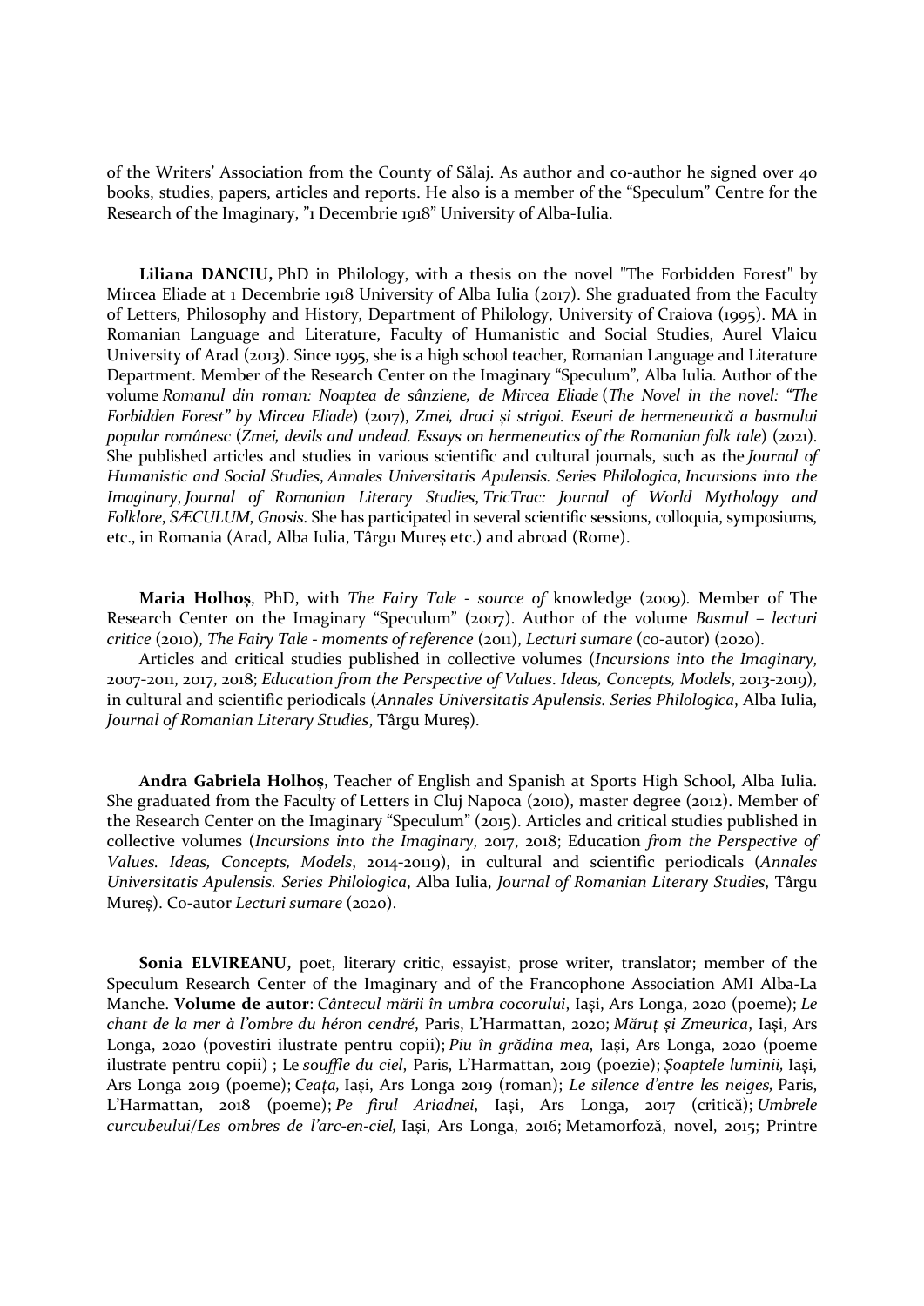of the Writers' Association from the County of Sălaj. As author and co-author he signed over 40 books, studies, papers, articles and reports. He also is a member of the "Speculum" Centre for the Research of the Imaginary, "1 Decembrie 1918" University of Alba-Iulia.

**Liliana DANCIU,** PhD in Philology, with a thesis on the novel "The Forbidden Forest" by Mircea Eliade at 1 Decembrie 1918 University of Alba Iulia (2017). She graduated from the Faculty of Letters, Philosophy and History, Department of Philology, University of Craiova (1995). MA in Romanian Language and Literature, Faculty of Humanistic and Social Studies, Aurel Vlaicu University of Arad (2013). Since 1995, she is a high school teacher, Romanian Language and Literature Department. Member of the Research Center on the Imaginary "Speculum", Alba Iulia. Author of the volume *Romanul din roman: Noaptea de sânziene, de Mircea Eliade* (*The Novel in the novel: "The Forbidden Forest" by Mircea Eliade*) (2017), *Zmei, draci și strigoi. Eseuri de hermeneutică a basmului popular românesc* (*Zmei, devils and undead. Essays on hermeneutics of the Romanian folk tale*) (2021). She published articles and studies in various scientific and cultural journals, such as the *Journal of Humanistic and Social Studies*, *Annales Universitatis Apulensis. Series Philologica*, *Incursions into the Imaginary*, *Journal of Romanian Literary Studies*, *TricTrac: Journal of World Mythology and Folklore*, *SÆCULUM*, *Gnosis*. She has participated in several scientific se**s**sions, colloquia, symposiums, etc., in Romania (Arad, Alba Iulia, Târgu Mureș etc.) and abroad (Rome).

**Maria Holhoș**, PhD, with *The Fairy Tale - source of* knowledge (2009). Member of The Research Center on the Imaginary "Speculum" (2007). Author of the volume *Basmul – lecturi critice* (2010), *The Fairy Tale - moments of reference* (2011), *Lecturi sumare* (co-autor) (2020).

Articles and critical studies published in collective volumes (*Incursions into the Imaginary*, 2007-2011, 2017, 2018; *Education from the Perspective of Values*. *Ideas, Concepts, Models*, 2013-2019), in cultural and scientific periodicals (*Annales Universitatis Apulensis. Series Philologica*, Alba Iulia, *Journal of Romanian Literary Studies*, Târgu Mureș).

**Andra Gabriela Holhoș**, Teacher of English and Spanish at Sports High School, Alba Iulia. She graduated from the Faculty of Letters in Cluj Napoca (2010), master degree (2012). Member of the Research Center on the Imaginary "Speculum" (2015). Articles and critical studies published in collective volumes (*Incursions into the Imaginary*, 2017, 2018; Education *from the Perspective of Values. Ideas, Concepts, Models*, 2014-20119), in cultural and scientific periodicals (*Annales Universitatis Apulensis. Series Philologica*, Alba Iulia, *Journal of Romanian Literary Studies*, Târgu Mureș). Co-autor *Lecturi sumare* (2020).

**Sonia ELVIREANU,** poet, literary critic, essayist, prose writer, translator; member of the Speculum Research Center of the Imaginary and of the Francophone Association AMI Alba-La Manche. **Volume de autor**: *Cântecul mării în umbra cocorului*, Iași, Ars Longa, 2020 (poeme); *Le chant de la mer à l'ombre du héron cendré*, Paris, L'Harmattan, 2020; *Măruț și Zmeurica*, Iași, Ars Longa, 2020 (povestiri ilustrate pentru copii); *Piu în grădina mea*, Iași, Ars Longa, 2020 (poeme ilustrate pentru copii) ; Le *souffle du ciel*, Paris, L'Harmattan, 2019 (poezie); *Șoaptele luminii,* Iași, Ars Longa 2019 (poeme); *Ceața,* Iași, Ars Longa 2019 (roman); *Le silence d'entre les neiges,* Paris, L'Harmattan, 2018 (poeme); *Pe firul Ariadnei*, Iași, Ars Longa, 2017 (critică); *Umbrele curcubeului/Les ombres de l'arc-en-ciel,* Iași, Ars Longa, 2016; Metamorfoză, novel, 2015; Printre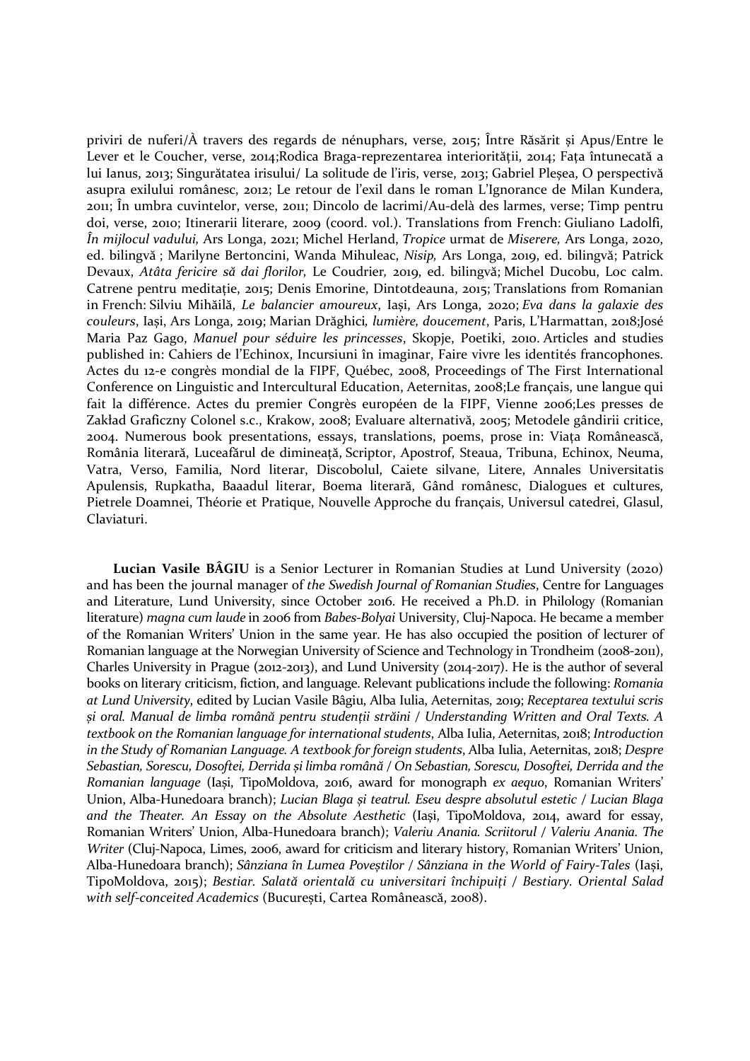priviri de nuferi/À travers des regards de nénuphars, verse, 2015; Între Răsărit și Apus/Entre le Lever et le Coucher, verse, 2014;Rodica Braga-reprezentarea interiorității, 2014; Fața întunecată a lui Ianus, 2013; Singurătatea irisului/ La solitude de l'iris, verse, 2013; Gabriel Pleșea, O perspectivă asupra exilului românesc, 2012; Le retour de l'exil dans le roman L'Ignorance de Milan Kundera, 2011; În umbra cuvintelor, verse, 2011; Dincolo de lacrimi/Au-delà des larmes, verse; Timp pentru doi, verse, 2010; Itinerarii literare, 2009 (coord. vol.). Translations from French: Giuliano Ladolfi, *În mijlocul vadului,* Ars Longa, 2021; Michel Herland, *Tropice* urmat de *Miserere,* Ars Longa, 2020, ed. bilingvă ; Marilyne Bertoncini, Wanda Mihuleac, *Nisip,* Ars Longa, 2019, ed. bilingvă; Patrick Devaux, *Atâta fericire să dai florilor,* Le Coudrier, 2019, ed. bilingvă; Michel Ducobu, Loc calm. Catrene pentru meditație, 2015; Denis Emorine, Dintotdeauna, 2015; Translations from Romanian in French: Silviu Mihăilă, *Le balancier amoureux*, Iași, Ars Longa, 2020; *Eva dans la galaxie des couleurs*, Iași, Ars Longa, 2019; Marian Drăghici, *lumière, doucement*, Paris, L'Harmattan, 2018;José Maria Paz Gago, *Manuel pour séduire les princesses*, Skopje, Poetiki, 2010. Articles and studies published in: Cahiers de l'Echinox, Incursiuni în imaginar, Faire vivre les identités francophones. Actes du 12-e congrès mondial de la FIPF, Québec, 2008, Proceedings of The First International Conference on Linguistic and Intercultural Education, Aeternitas, 2008;Le français, une langue qui fait la différence. Actes du premier Congrès européen de la FIPF, Vienne 2006;Les presses de Zakład Graficzny Colonel s.c., Krakow, 2008; Evaluare alternativă, 2005; Metodele gândirii critice, 2004. Numerous book presentations, essays, translations, poems, prose in: Viața Românească, România literară, Luceafărul de dimineață, Scriptor, Apostrof, Steaua, Tribuna, Echinox, Neuma, Vatra, Verso, Familia, Nord literar, Discobolul, Caiete silvane, Litere, Annales Universitatis Apulensis, Rupkatha, Baaadul literar, Boema literară, Gând românesc, Dialogues et cultures, Pietrele Doamnei, Théorie et Pratique, Nouvelle Approche du français, Universul catedrei, Glasul, Claviaturi.

**Lucian Vasile BÂGIU** is a Senior Lecturer in Romanian Studies at Lund University (2020) and has been the journal manager of *the Swedish Journal of Romanian Studies*, Centre for Languages and Literature, Lund University, since October 2016. He received a Ph.D. in Philology (Romanian literature) *magna cum laude* in 2006 from *Babes-Bolyai* University, Cluj-Napoca. He became a member of the Romanian Writers' Union in the same year. He has also occupied the position of lecturer of Romanian language at the Norwegian University of Science and Technology in Trondheim (2008-2011), Charles University in Prague (2012-2013), and Lund University (2014-2017). He is the author of several books on literary criticism, fiction, and language. Relevant publications include the following: *Romania at Lund University*, edited by Lucian Vasile Bâgiu, Alba Iulia, Aeternitas, 2019; *Receptarea textului scris și oral. Manual de limba română pentru studenții străini / Understanding Written and Oral Texts. A textbook on the Romanian language for international students*, Alba Iulia, Aeternitas, 2018; *Introduction in the Study of Romanian Language. A textbook for foreign students*, Alba Iulia, Aeternitas, 2018; *Despre Sebastian, Sorescu, Dosoftei, Derrida și limba română / On Sebastian, Sorescu, Dosoftei, Derrida and the Romanian language* (Iași, TipoMoldova, 2016, award for monograph *ex aequo*, Romanian Writers' Union, Alba-Hunedoara branch); *Lucian Blaga și teatrul. Eseu despre absolutul estetic / Lucian Blaga and the Theater. An Essay on the Absolute Aesthetic* (Iași, TipoMoldova, 2014, award for essay, Romanian Writers' Union, Alba-Hunedoara branch); *Valeriu Anania. Scriitorul / Valeriu Anania. The Writer* (Cluj-Napoca, Limes, 2006, award for criticism and literary history, Romanian Writers' Union, Alba-Hunedoara branch); *Sânziana în Lumea Poveștilor / Sânziana in the World of Fairy-Tales* (Iași, TipoMoldova, 2015); *Bestiar. Salată orientală cu universitari închipuiți / Bestiary. Oriental Salad with self-conceited Academics* (București, Cartea Românească, 2008).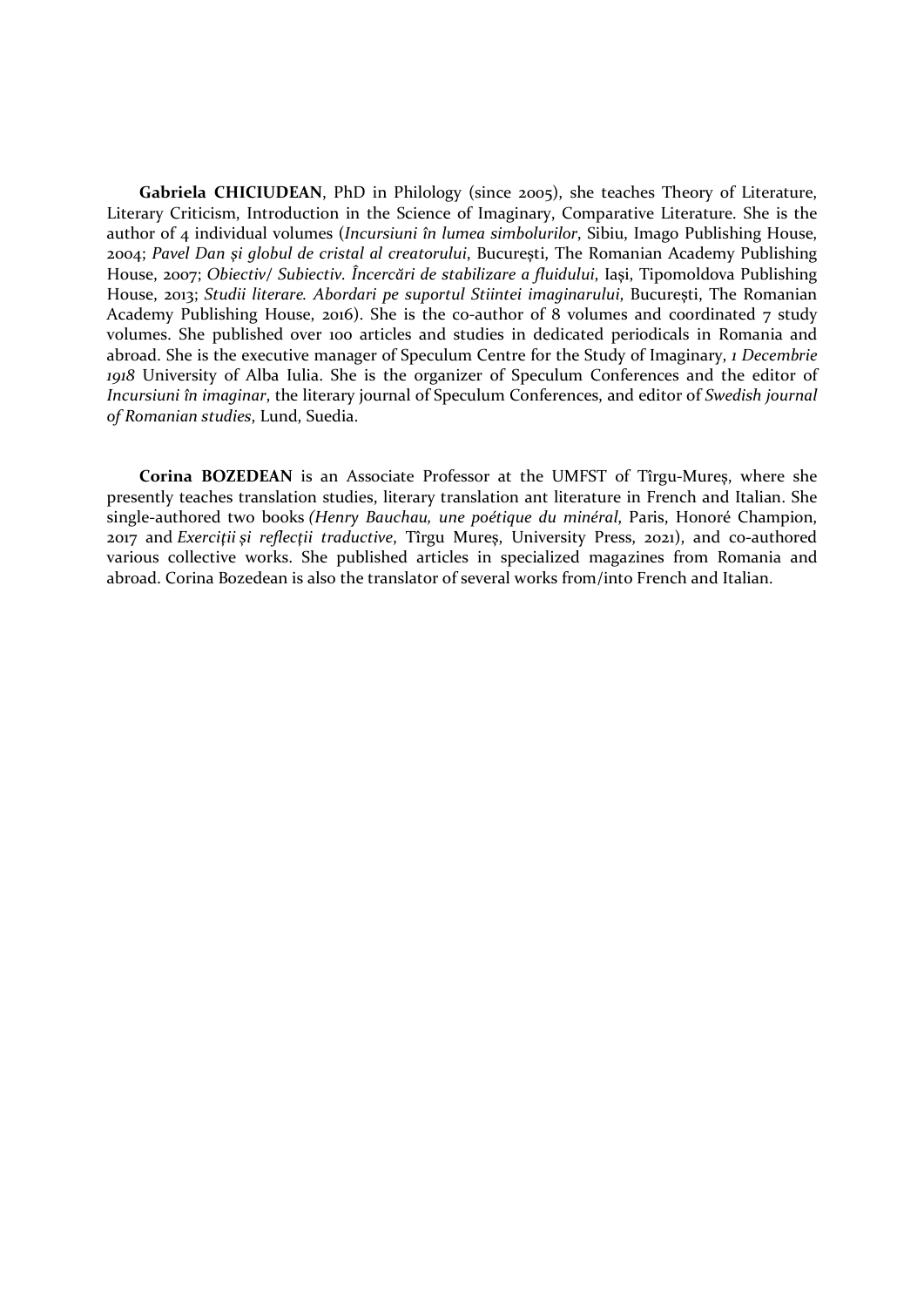**Gabriela CHICIUDEAN**, PhD in Philology (since 2005), she teaches Theory of Literature, Literary Criticism, Introduction in the Science of Imaginary, Comparative Literature. She is the author of 4 individual volumes (*Incursiuni în lumea simbolurilor*, Sibiu, Imago Publishing House, 2004; *Pavel Dan și globul de cristal al creatorului*, București, The Romanian Academy Publishing House, 2007; *Obiectiv/ Subiectiv. Încercări de stabilizare a fluidului*, Iași, Tipomoldova Publishing House, 2013; *Studii literare. Abordari pe suportul Stiintei imaginarului*, București, The Romanian Academy Publishing House, 2016). She is the co-author of 8 volumes and coordinated 7 study volumes. She published over 100 articles and studies in dedicated periodicals in Romania and abroad. She is the executive manager of Speculum Centre for the Study of Imaginary, *1 Decembrie 1918* University of Alba Iulia. She is the organizer of Speculum Conferences and the editor of *Incursiuni în imaginar*, the literary journal of Speculum Conferences, and editor of *Swedish journal of Romanian studies*, Lund, Suedia.

**Corina BOZEDEAN** is an Associate Professor at the UMFST of Tîrgu-Mureș, where she presently teaches translation studies, literary translation ant literature in French and Italian. She single-authored two books *(Henry Bauchau, une poétique du minéral*, Paris, Honoré Champion, 2017 and *Exerciții și reflecții traductive*, Tîrgu Mureș, University Press, 2021), and co-authored various collective works. She published articles in specialized magazines from Romania and abroad. Corina Bozedean is also the translator of several works from/into French and Italian.